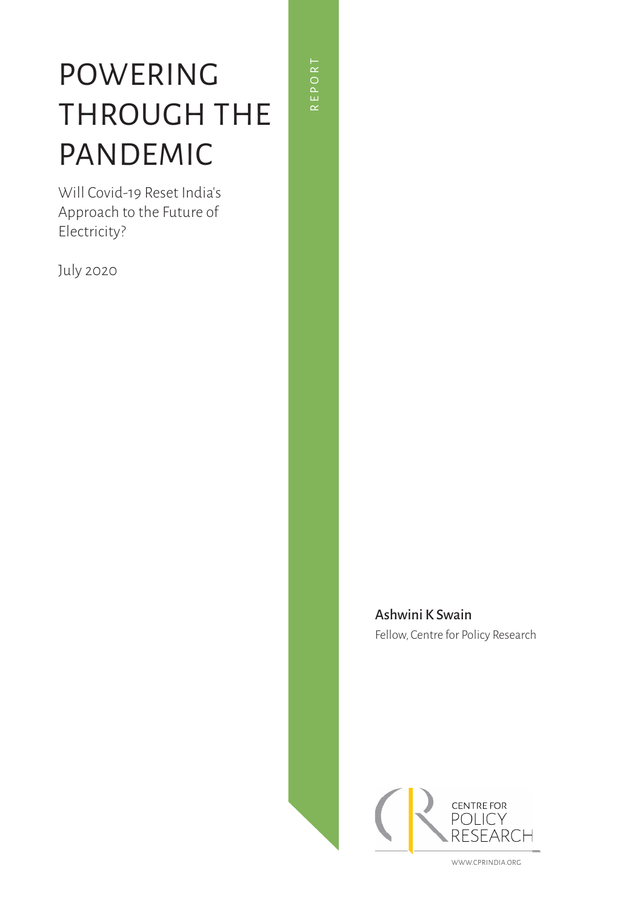# POWERING THROUGH THE PANDEMIC

Will Covid-19 Reset India's Approach to the Future of Electricity?

July 2020

REPORT

**Ashwini K Swain**

Fellow, Centre for Policy Research

CENTRE FOR POLICY RESEARCH

WWW.CPRINDIA.ORG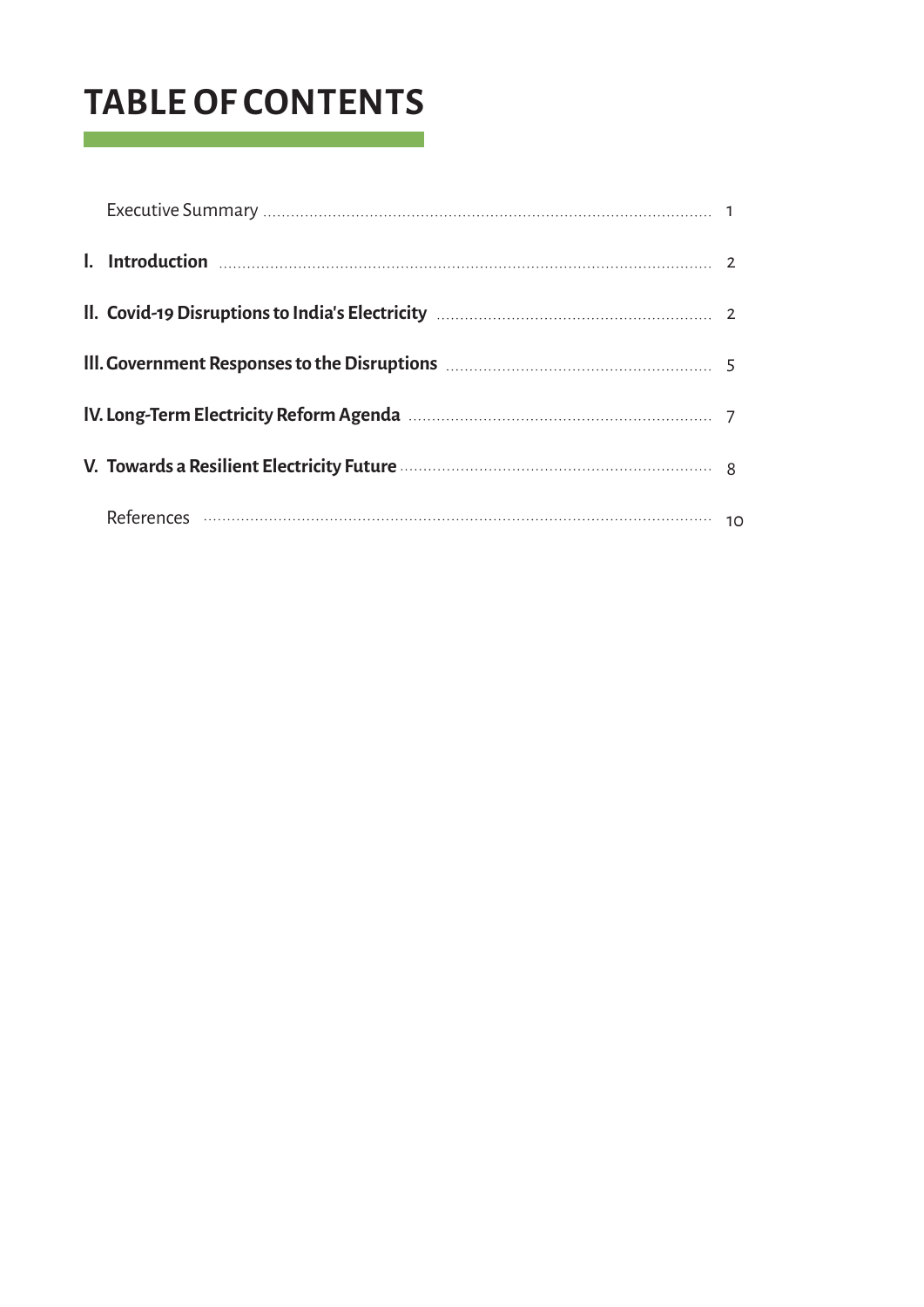# TABLE OF CONTENTS

| | |
|---|---|
| Executive Summary | 1 |
| **I. Introduction** | 2 |
| **II. Covid-19 Disruptions to India's Electricity** | 2 |
| **III. Government Responses to the Disruptions** | 5 |
| **IV. Long-Term Electricity Reform Agenda** | 7 |
| **V. Towards a Resilient Electricity Future** | 8 |
| References | 10 |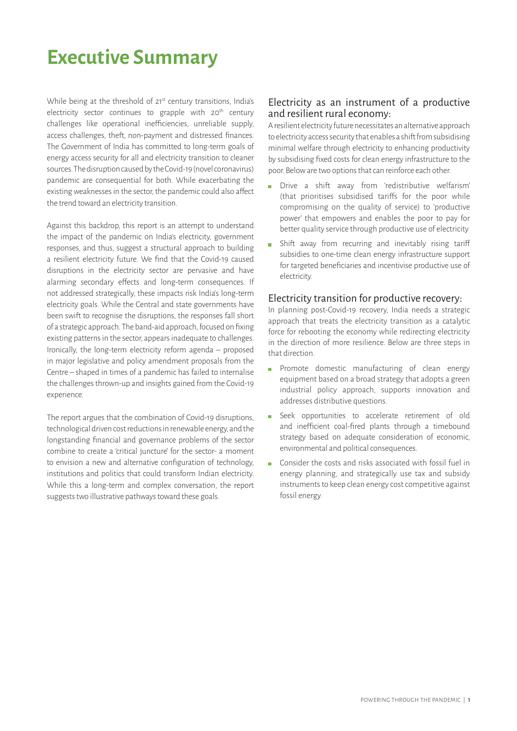# Executive Summary

While being at the threshold of 21[st] century transitions, India's electricity sector continues to grapple with 20[th] century challenges like operational inefficiencies, unreliable supply, access challenges, theft, non-payment and distressed finances. The Government of India has committed to long-term goals of energy access security for all and electricity transition to cleaner sources. The disruption caused by the Covid-19 (novel coronavirus) pandemic are consequential for both. While exacerbating the existing weaknesses in the sector, the pandemic could also affect the trend toward an electricity transition.

Against this backdrop, this report is an attempt to understand the impact of the pandemic on India's electricity, government responses, and thus, suggest a structural approach to building a resilient electricity future. We find that the Covid-19 caused disruptions in the electricity sector are pervasive and have alarming secondary effects and long-term consequences. If not addressed strategically, these impacts risk India's long-term electricity goals. While the Central and state governments have been swift to recognise the disruptions, the responses fall short of a strategic approach. The band-aid approach, focused on fixing existing patterns in the sector, appears inadequate to challenges. Ironically, the long-term electricity reform agenda – proposed in major legislative and policy amendment proposals from the Centre – shaped in times of a pandemic has failed to internalise the challenges thrown-up and insights gained from the Covid-19 experience.

The report argues that the combination of Covid-19 disruptions, technological driven cost reductions in renewable energy, and the longstanding financial and governance problems of the sector combine to create a 'critical juncture' for the sector- a moment to envision a new and alternative configuration of technology, institutions and politics that could transform Indian electricity. While this a long-term and complex conversation, the report suggests two illustrative pathways toward these goals.

## Electricity as an instrument of a productive and resilient rural economy:

A resilient electricity future necessitates an alternative approach to electricity access security that enables a shift from subsidising minimal welfare through electricity to enhancing productivity by subsidising fixed costs for clean energy infrastructure to the poor. Below are two options that can reinforce each other.

- Drive a shift away from 'redistributive welfarism' (that prioritises subsidised tariffs for the poor while compromising on the quality of service) to 'productive power' that empowers and enables the poor to pay for better quality service through productive use of electricity
- Shift away from recurring and inevitably rising tariff subsidies to one-time clean energy infrastructure support for targeted beneficiaries and incentivise productive use of electricity.

## Electricity transition for productive recovery:

In planning post-Covid-19 recovery, India needs a strategic approach that treats the electricity transition as a catalytic force for rebooting the economy while redirecting electricity in the direction of more resilience. Below are three steps in that direction.

- Promote domestic manufacturing of clean energy equipment based on a broad strategy that adopts a green industrial policy approach, supports innovation and addresses distributive questions.
- Seek opportunities to accelerate retirement of old and inefficient coal-fired plants through a timebound strategy based on adequate consideration of economic, environmental and political consequences.
- Consider the costs and risks associated with fossil fuel in energy planning, and strategically use tax and subsidy instruments to keep clean energy cost competitive against fossil energy.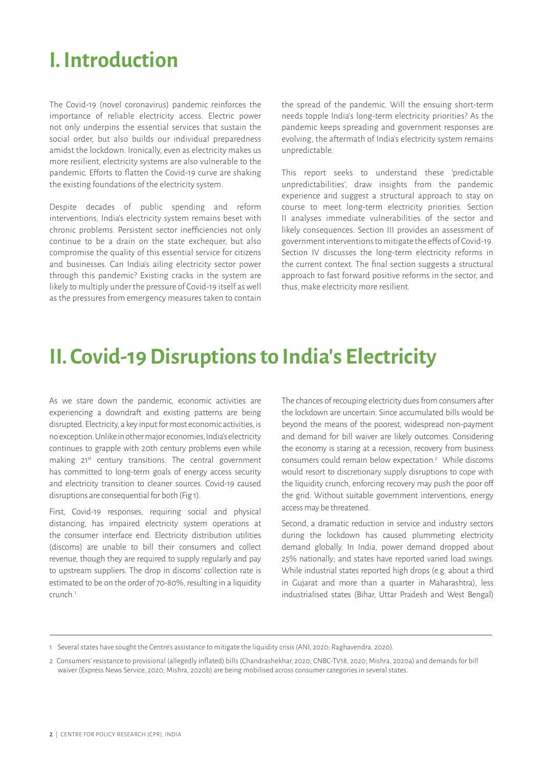# I. Introduction

The Covid-19 (novel coronavirus) pandemic reinforces the importance of reliable electricity access. Electric power not only underpins the essential services that sustain the social order, but also builds our individual preparedness amidst the lockdown. Ironically, even as electricity makes us more resilient, electricity systems are also vulnerable to the pandemic. Efforts to flatten the Covid-19 curve are shaking the existing foundations of the electricity system.

Despite decades of public spending and reform interventions, India's electricity system remains beset with chronic problems. Persistent sector inefficiencies not only continue to be a drain on the state exchequer, but also compromise the quality of this essential service for citizens and businesses. Can India's ailing electricity sector power through this pandemic? Existing cracks in the system are likely to multiply under the pressure of Covid-19 itself as well as the pressures from emergency measures taken to contain the spread of the pandemic. Will the ensuing short-term needs topple India's long-term electricity priorities? As the pandemic keeps spreading and government responses are evolving, the aftermath of India's electricity system remains unpredictable.

This report seeks to understand these 'predictable unpredictabilities', draw insights from the pandemic experience and suggest a structural approach to stay on course to meet long-term electricity priorities. Section II analyses immediate vulnerabilities of the sector and likely consequences. Section III provides an assessment of government interventions to mitigate the effects of Covid-19. Section IV discusses the long-term electricity reforms in the current context. The final section suggests a structural approach to fast forward positive reforms in the sector, and thus, make electricity more resilient.

# II. Covid-19 Disruptions to India's Electricity

As we stare down the pandemic, economic activities are experiencing a downdraft and existing patterns are being disrupted. Electricity, a key input for most economic activities, is no exception. Unlike in other major economies, India's electricity continues to grapple with 20th century problems even while making 21[st] century transitions. The central government has committed to long-term goals of energy access security and electricity transition to cleaner sources. Covid-19 caused disruptions are consequential for both (Fig 1).

First, Covid-19 responses, requiring social and physical distancing, has impaired electricity system operations at the consumer interface end. Electricity distribution utilities (discoms) are unable to bill their consumers and collect revenue, though they are required to supply regularly and pay to upstream suppliers. The drop in discoms' collection rate is estimated to be on the order of 70-80%, resulting in a liquidity crunch.[1]

The chances of recouping electricity dues from consumers after the lockdown are uncertain. Since accumulated bills would be beyond the means of the poorest, widespread non-payment and demand for bill waiver are likely outcomes. Considering the economy is staring at a recession, recovery from business consumers could remain below expectation.[2] While discoms would resort to discretionary supply disruptions to cope with the liquidity crunch, enforcing recovery may push the poor off the grid. Without suitable government interventions, energy access may be threatened.

Second, a dramatic reduction in service and industry sectors during the lockdown has caused plummeting electricity demand globally. In India, power demand dropped about 25% nationally; and states have reported varied load swings. While industrial states reported high drops (e.g. about a third in Gujarat and more than a quarter in Maharashtra), less industrialised states (Bihar, Uttar Pradesh and West Bengal)

1 Several states have sought the Centre's assistance to mitigate the liquidity crisis (ANI, 2020; Raghavendra, 2020).

2 Consumers' resistance to provisional (allegedly inflated) bills (Chandrashekhar, 2020; CNBC-TV18, 2020; Mishra, 2020a) and demands for bill waiver (Express News Service, 2020; Mishra, 2020b) are being mobilised across consumer categories in several states.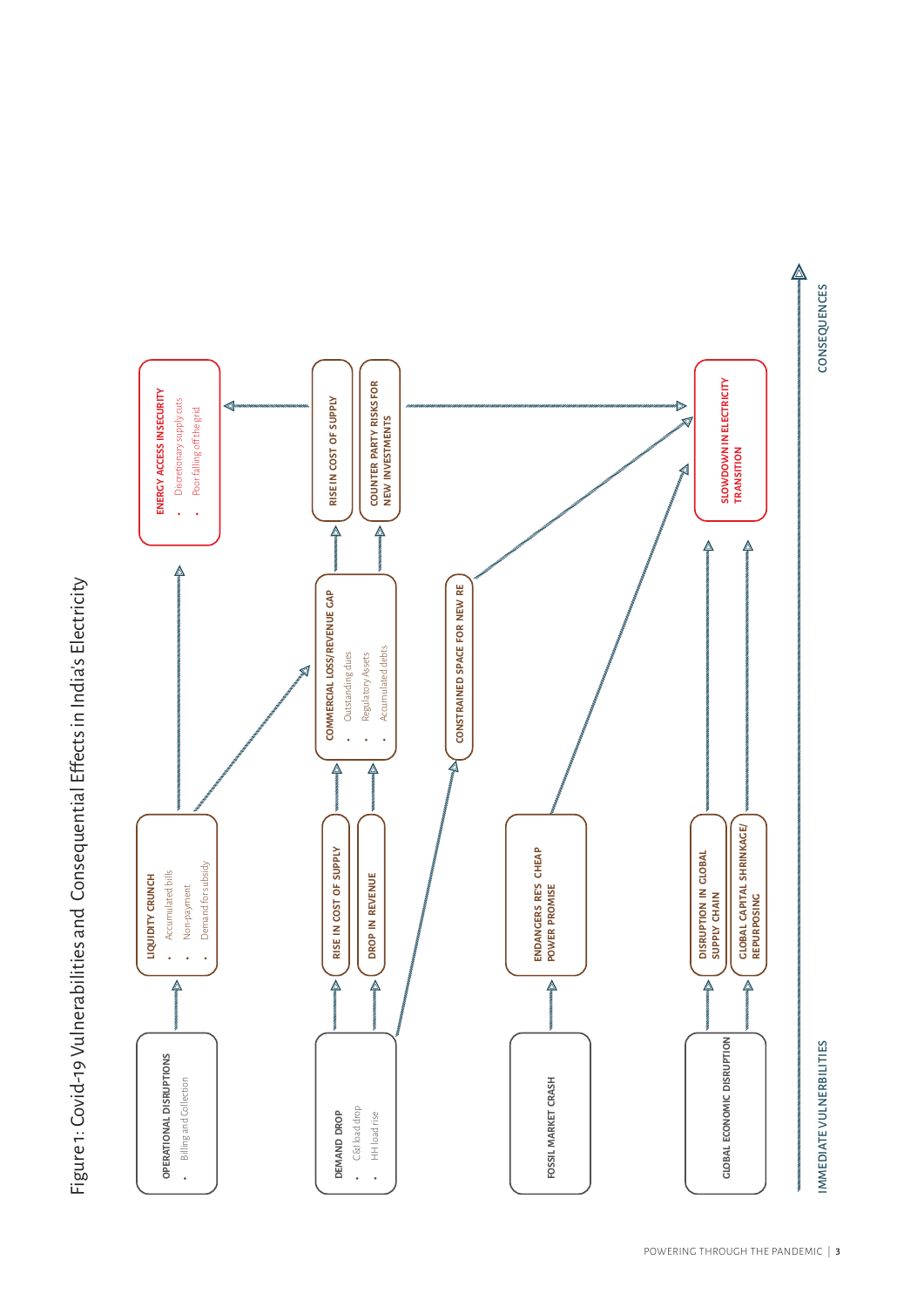Figure 1: Covid-19 Vulnerabilities and Consequential Effects in India's Electricity

**IMMEDIATE VULNERABILITIES** → **CONSEQUENCES**

**OPERATIONAL DISRUPTIONS**
- Billing and Collection

**LIQUIDITY CRUNCH**
- Accumulated bills
- Non-payment
- Demand for subsidy

**ENERGY ACCESS INSECURITY**
- Discretionary supply cuts
- Poor falling off the grid

**DEMAND DROP**
- C&I load drop
- HH load rise

**RISE IN COST OF SUPPLY**

**DROP IN REVENUE**

**COMMERCIAL LOSS/REVENUE GAP**
- Outstanding dues
- Regulatory Assets
- Accumulated debts

**RISE IN COST OF SUPPLY**

**COUNTER PARTY RISKS FOR NEW INVESTMENTS**

**CONSTRAINED SPACE FOR NEW RE**

**FOSSIL MARKET CRASH**

**ENDANGERS RE'S CHEAP POWER PROMISE**

**GLOBAL ECONOMIC DISRUPTION**

**DISRUPTION IN GLOBAL SUPPLY CHAIN**

**GLOBAL CAPITAL SHRINKAGE/ REPURPOSING**

**SLOWDOWN IN ELECTRICITY TRANSITION**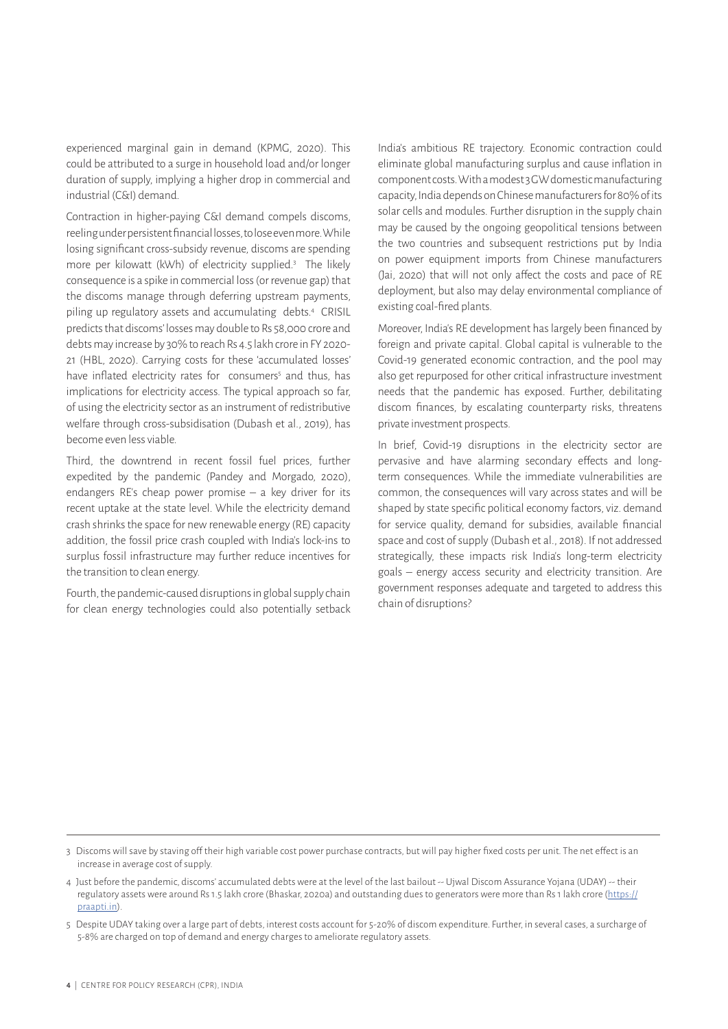experienced marginal gain in demand (KPMG, 2020). This could be attributed to a surge in household load and/or longer duration of supply, implying a higher drop in commercial and industrial (C&I) demand.

Contraction in higher-paying C&I demand compels discoms, reeling under persistent financial losses, to lose even more. While losing significant cross-subsidy revenue, discoms are spending more per kilowatt (kWh) of electricity supplied.[3] The likely consequence is a spike in commercial loss (or revenue gap) that the discoms manage through deferring upstream payments, piling up regulatory assets and accumulating debts.[4] CRISIL predicts that discoms' losses may double to Rs 58,000 crore and debts may increase by 30% to reach Rs 4.5 lakh crore in FY 2020-21 (HBL, 2020). Carrying costs for these 'accumulated losses' have inflated electricity rates for consumers[5] and thus, has implications for electricity access. The typical approach so far, of using the electricity sector as an instrument of redistributive welfare through cross-subsidisation (Dubash et al., 2019), has become even less viable.

Third, the downtrend in recent fossil fuel prices, further expedited by the pandemic (Pandey and Morgado, 2020), endangers RE's cheap power promise – a key driver for its recent uptake at the state level. While the electricity demand crash shrinks the space for new renewable energy (RE) capacity addition, the fossil price crash coupled with India's lock-ins to surplus fossil infrastructure may further reduce incentives for the transition to clean energy.

Fourth, the pandemic-caused disruptions in global supply chain for clean energy technologies could also potentially setback India's ambitious RE trajectory. Economic contraction could eliminate global manufacturing surplus and cause inflation in component costs. With a modest 3 GW domestic manufacturing capacity, India depends on Chinese manufacturers for 80% of its solar cells and modules. Further disruption in the supply chain may be caused by the ongoing geopolitical tensions between the two countries and subsequent restrictions put by India on power equipment imports from Chinese manufacturers (Jai, 2020) that will not only affect the costs and pace of RE deployment, but also may delay environmental compliance of existing coal-fired plants.

Moreover, India's RE development has largely been financed by foreign and private capital. Global capital is vulnerable to the Covid-19 generated economic contraction, and the pool may also get repurposed for other critical infrastructure investment needs that the pandemic has exposed. Further, debilitating discom finances, by escalating counterparty risks, threatens private investment prospects.

In brief, Covid-19 disruptions in the electricity sector are pervasive and have alarming secondary effects and long-term consequences. While the immediate vulnerabilities are common, the consequences will vary across states and will be shaped by state specific political economy factors, viz. demand for service quality, demand for subsidies, available financial space and cost of supply (Dubash et al., 2018). If not addressed strategically, these impacts risk India's long-term electricity goals – energy access security and electricity transition. Are government responses adequate and targeted to address this chain of disruptions?

---

3 Discoms will save by staving off their high variable cost power purchase contracts, but will pay higher fixed costs per unit. The net effect is an increase in average cost of supply.

4 Just before the pandemic, discoms' accumulated debts were at the level of the last bailout -- Ujwal Discom Assurance Yojana (UDAY) -- their regulatory assets were around Rs 1.5 lakh crore (Bhaskar, 2020a) and outstanding dues to generators were more than Rs 1 lakh crore (https://praapti.in).

5 Despite UDAY taking over a large part of debts, interest costs account for 5-20% of discom expenditure. Further, in several cases, a surcharge of 5-8% are charged on top of demand and energy charges to ameliorate regulatory assets.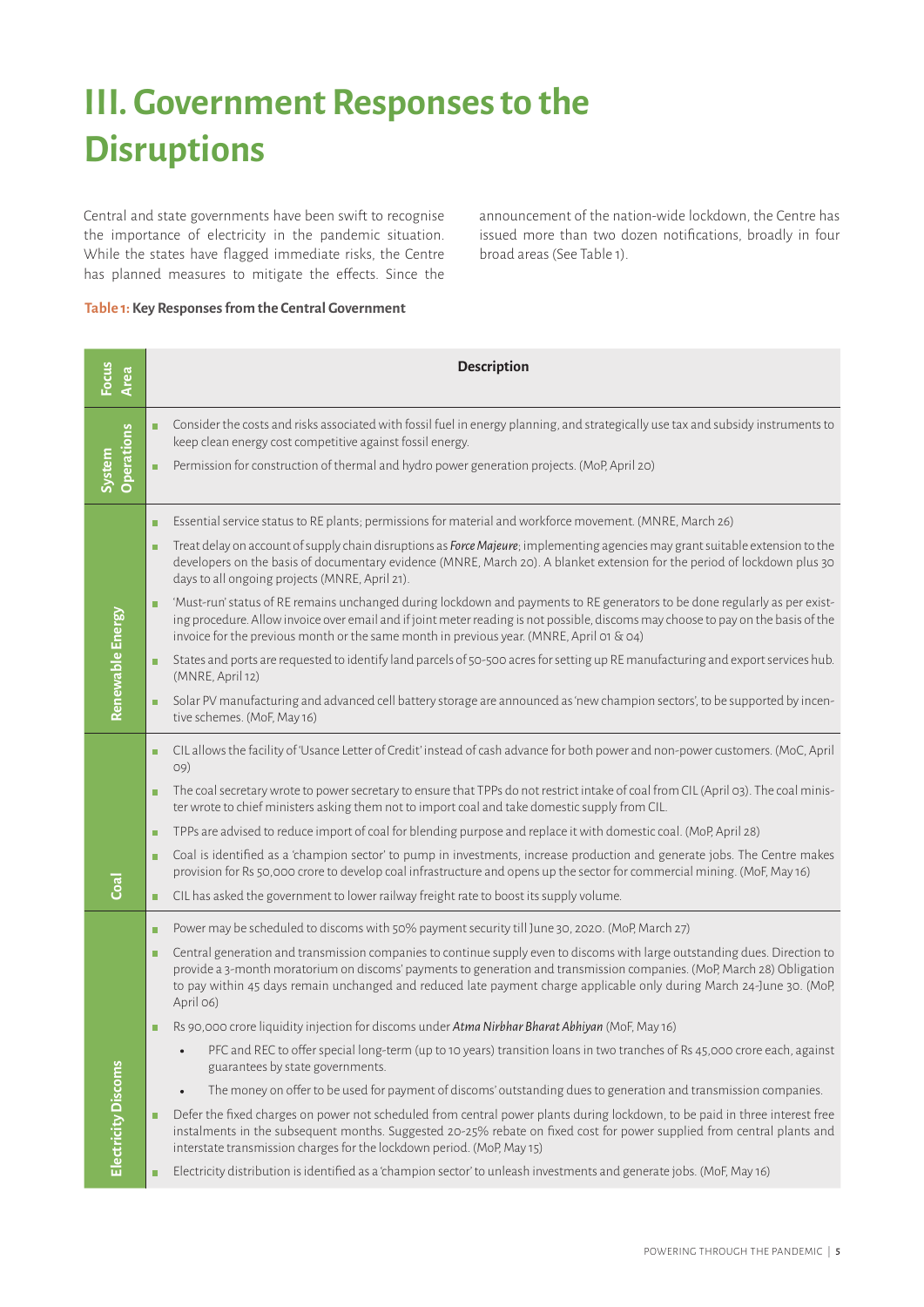# III. Government Responses to the Disruptions

Central and state governments have been swift to recognise the importance of electricity in the pandemic situation. While the states have flagged immediate risks, the Centre has planned measures to mitigate the effects. Since the announcement of the nation-wide lockdown, the Centre has issued more than two dozen notifications, broadly in four broad areas (See Table 1).

**Table 1: Key Responses from the Central Government**

| Focus Area | Description |
|---|---|
| System Operations | ▪ Consider the costs and risks associated with fossil fuel in energy planning, and strategically use tax and subsidy instruments to keep clean energy cost competitive against fossil energy.<br>▪ Permission for construction of thermal and hydro power generation projects. (MoP, April 20) |
| Renewable Energy | ▪ Essential service status to RE plants; permissions for material and workforce movement. (MNRE, March 26)<br>▪ Treat delay on account of supply chain disruptions as *Force Majeure*; implementing agencies may grant suitable extension to the developers on the basis of documentary evidence (MNRE, March 20). A blanket extension for the period of lockdown plus 30 days to all ongoing projects (MNRE, April 21).<br>▪ 'Must-run' status of RE remains unchanged during lockdown and payments to RE generators to be done regularly as per existing procedure. Allow invoice over email and if joint meter reading is not possible, discoms may choose to pay on the basis of the invoice for the previous month or the same month in previous year. (MNRE, April 01 & 04)<br>▪ States and ports are requested to identify land parcels of 50-500 acres for setting up RE manufacturing and export services hub. (MNRE, April 12)<br>▪ Solar PV manufacturing and advanced cell battery storage are announced as 'new champion sectors', to be supported by incentive schemes. (MoF, May 16) |
| Coal | ▪ CIL allows the facility of 'Usance Letter of Credit' instead of cash advance for both power and non-power customers. (MoC, April 09)<br>▪ The coal secretary wrote to power secretary to ensure that TPPs do not restrict intake of coal from CIL (April 03). The coal minister wrote to chief ministers asking them not to import coal and take domestic supply from CIL.<br>▪ TPPs are advised to reduce import of coal for blending purpose and replace it with domestic coal. (MoP, April 28)<br>▪ Coal is identified as a 'champion sector' to pump in investments, increase production and generate jobs. The Centre makes provision for Rs 50,000 crore to develop coal infrastructure and opens up the sector for commercial mining. (MoF, May 16)<br>▪ CIL has asked the government to lower railway freight rate to boost its supply volume. |
| Electricity Discoms | ▪ Power may be scheduled to discoms with 50% payment security till June 30, 2020. (MoP, March 27)<br>▪ Central generation and transmission companies to continue supply even to discoms with large outstanding dues. Direction to provide a 3-month moratorium on discoms' payments to generation and transmission companies. (MoP, March 28) Obligation to pay within 45 days remain unchanged and reduced late payment charge applicable only during March 24-June 30. (MoP, April 06)<br>▪ Rs 90,000 crore liquidity injection for discoms under *Atma Nirbhar Bharat Abhiyan* (MoF, May 16)<br>&nbsp;&nbsp;• PFC and REC to offer special long-term (up to 10 years) transition loans in two tranches of Rs 45,000 crore each, against guarantees by state governments.<br>&nbsp;&nbsp;• The money on offer to be used for payment of discoms' outstanding dues to generation and transmission companies.<br>▪ Defer the fixed charges on power not scheduled from central power plants during lockdown, to be paid in three interest free instalments in the subsequent months. Suggested 20-25% rebate on fixed cost for power supplied from central plants and interstate transmission charges for the lockdown period. (MoP, May 15)<br>▪ Electricity distribution is identified as a 'champion sector' to unleash investments and generate jobs. (MoF, May 16) |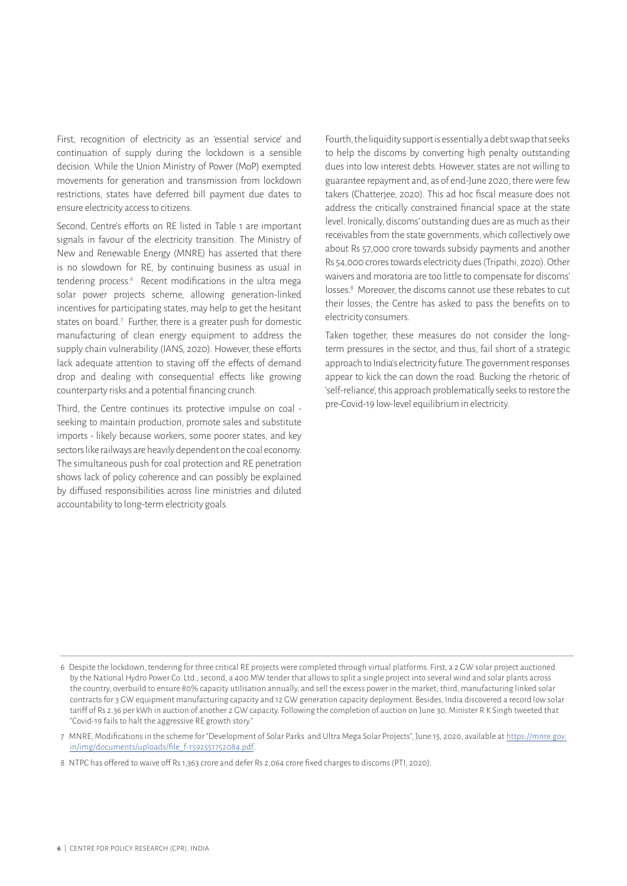First, recognition of electricity as an 'essential service' and continuation of supply during the lockdown is a sensible decision. While the Union Ministry of Power (MoP) exempted movements for generation and transmission from lockdown restrictions, states have deferred bill payment due dates to ensure electricity access to citizens.

Second, Centre's efforts on RE listed in Table 1 are important signals in favour of the electricity transition. The Ministry of New and Renewable Energy (MNRE) has asserted that there is no slowdown for RE, by continuing business as usual in tendering process.[6] Recent modifications in the ultra mega solar power projects scheme, allowing generation-linked incentives for participating states, may help to get the hesitant states on board.[7] Further, there is a greater push for domestic manufacturing of clean energy equipment to address the supply chain vulnerability (IANS, 2020). However, these efforts lack adequate attention to staving off the effects of demand drop and dealing with consequential effects like growing counterparty risks and a potential financing crunch.

Third, the Centre continues its protective impulse on coal - seeking to maintain production, promote sales and substitute imports - likely because workers, some poorer states, and key sectors like railways are heavily dependent on the coal economy. The simultaneous push for coal protection and RE penetration shows lack of policy coherence and can possibly be explained by diffused responsibilities across line ministries and diluted accountability to long-term electricity goals.

Fourth, the liquidity support is essentially a debt swap that seeks to help the discoms by converting high penalty outstanding dues into low interest debts. However, states are not willing to guarantee repayment and, as of end-June 2020, there were few takers (Chatterjee, 2020). This ad hoc fiscal measure does not address the critically constrained financial space at the state level. Ironically, discoms' outstanding dues are as much as their receivables from the state governments, which collectively owe about Rs 57,000 crore towards subsidy payments and another Rs 54,000 crores towards electricity dues (Tripathi, 2020). Other waivers and moratoria are too little to compensate for discoms' losses.[8] Moreover, the discoms cannot use these rebates to cut their losses; the Centre has asked to pass the benefits on to electricity consumers.

Taken together, these measures do not consider the long-term pressures in the sector, and thus, fail short of a strategic approach to India's electricity future. The government responses appear to kick the can down the road. Bucking the rhetoric of 'self-reliance', this approach problematically seeks to restore the pre-Covid-19 low-level equilibrium in electricity.

---

6 Despite the lockdown, tendering for three critical RE projects were completed through virtual platforms. First, a 2 GW solar project auctioned by the National Hydro Power Co. Ltd.; second, a 400 MW tender that allows to split a single project into several wind and solar plants across the country, overbuild to ensure 80% capacity utilisation annually, and sell the excess power in the market; third, manufacturing linked solar contracts for 3 GW equipment manufacturing capacity and 12 GW generation capacity deployment. Besides, India discovered a record low solar tariff of Rs 2.36 per kWh in auction of another 2 GW capacity. Following the completion of auction on June 30, Minister R K Singh tweeted that "Covid-19 fails to halt the aggressive RE growth story."

7 MNRE, Modifications in the scheme for "Development of Solar Parks and Ultra Mega Solar Projects", June 15, 2020, available at https://mnre.gov.in/img/documents/uploads/file_f-1592551752084.pdf.

8 NTPC has offered to waive off Rs 1,363 crore and defer Rs 2,064 crore fixed charges to discoms (PTI, 2020).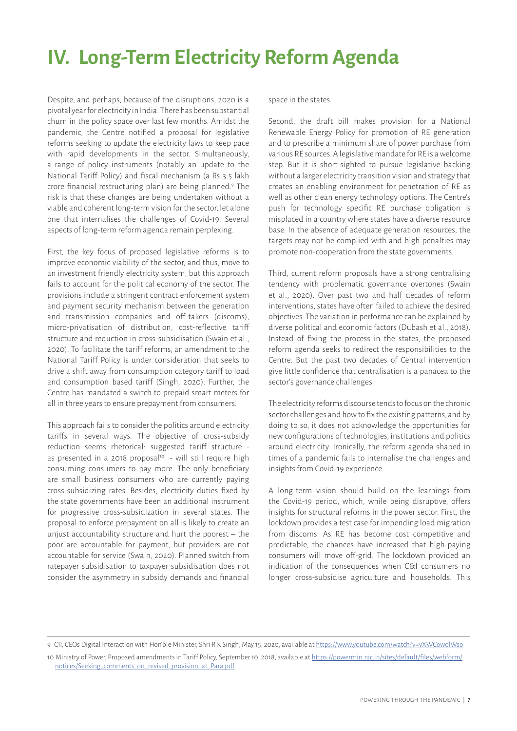# IV. Long-Term Electricity Reform Agenda

Despite, and perhaps, because of the disruptions, 2020 is a pivotal year for electricity in India. There has been substantial churn in the policy space over last few months. Amidst the pandemic, the Centre notified a proposal for legislative reforms seeking to update the electricity laws to keep pace with rapid developments in the sector. Simultaneously, a range of policy instruments (notably an update to the National Tariff Policy) and fiscal mechanism (a Rs 3.5 lakh crore financial restructuring plan) are being planned.[9] The risk is that these changes are being undertaken without a viable and coherent long-term vision for the sector, let alone one that internalises the challenges of Covid-19. Several aspects of long-term reform agenda remain perplexing.

First, the key focus of proposed legislative reforms is to improve economic viability of the sector, and thus, move to an investment friendly electricity system, but this approach fails to account for the political economy of the sector. The provisions include a stringent contract enforcement system and payment security mechanism between the generation and transmission companies and off-takers (discoms), micro-privatisation of distribution, cost-reflective tariff structure and reduction in cross-subsidisation (Swain et al., 2020). To facilitate the tariff reforms, an amendment to the National Tariff Policy is under consideration that seeks to drive a shift away from consumption category tariff to load and consumption based tariff (Singh, 2020). Further, the Centre has mandated a switch to prepaid smart meters for all in three years to ensure prepayment from consumers.

This approach fails to consider the politics around electricity tariffs in several ways. The objective of cross-subsidy reduction seems rhetorical: suggested tariff structure - as presented in a 2018 proposal[10] - will still require high consuming consumers to pay more. The only beneficiary are small business consumers who are currently paying cross-subsidizing rates. Besides, electricity duties fixed by the state governments have been an additional instrument for progressive cross-subsidization in several states. The proposal to enforce prepayment on all is likely to create an unjust accountability structure and hurt the poorest – the poor are accountable for payment, but providers are not accountable for service (Swain, 2020). Planned switch from ratepayer subsidisation to taxpayer subsidisation does not consider the asymmetry in subsidy demands and financial space in the states.

Second, the draft bill makes provision for a National Renewable Energy Policy for promotion of RE generation and to prescribe a minimum share of power purchase from various RE sources. A legislative mandate for RE is a welcome step. But it is short-sighted to pursue legislative backing without a larger electricity transition vision and strategy that creates an enabling environment for penetration of RE as well as other clean energy technology options. The Centre's push for technology specific RE purchase obligation is misplaced in a country where states have a diverse resource base. In the absence of adequate generation resources, the targets may not be complied with and high penalties may promote non-cooperation from the state governments.

Third, current reform proposals have a strong centralising tendency with problematic governance overtones (Swain et al., 2020). Over past two and half decades of reform interventions, states have often failed to achieve the desired objectives. The variation in performance can be explained by diverse political and economic factors (Dubash et al., 2018). Instead of fixing the process in the states, the proposed reform agenda seeks to redirect the responsibilities to the Centre. But the past two decades of Central intervention give little confidence that centralisation is a panacea to the sector's governance challenges.

The electricity reforms discourse tends to focus on the chronic sector challenges and how to fix the existing patterns, and by doing so, it does not acknowledge the opportunities for new configurations of technologies, institutions and politics around electricity. Ironically, the reform agenda shaped in times of a pandemic fails to internalise the challenges and insights from Covid-19 experience.

A long-term vision should build on the learnings from the Covid-19 period, which, while being disruptive, offers insights for structural reforms in the power sector. First, the lockdown provides a test case for impending load migration from discoms. As RE has become cost competitive and predictable, the chances have increased that high-paying consumers will move off-grid. The lockdown provided an indication of the consequences when C&I consumers no longer cross-subsidise agriculture and households. This

9 CII, CEOs Digital Interaction with Hon'ble Minister, Shri R K Singh, May 15, 2020, available at https://www.youtube.com/watch?v=vXWCowolWso

10 Ministry of Power, Proposed amendments in Tariff Policy, September 10, 2018, available at https://powermin.nic.in/sites/default/files/webform/notices/Seeking_comments_on_revised_provision_at_Para.pdf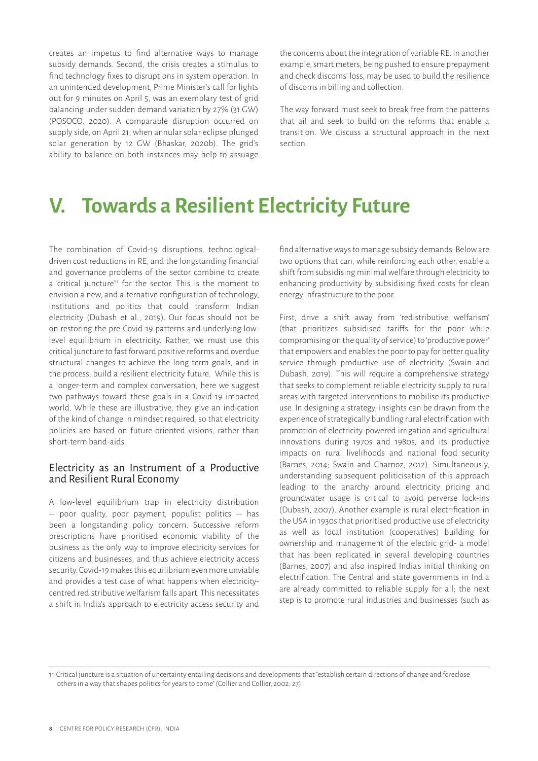creates an impetus to find alternative ways to manage subsidy demands. Second, the crisis creates a stimulus to find technology fixes to disruptions in system operation. In an unintended development, Prime Minister's call for lights out for 9 minutes on April 5, was an exemplary test of grid balancing under sudden demand variation by 27% (31 GW) (POSOCO, 2020). A comparable disruption occurred on supply side, on April 21, when annular solar eclipse plunged solar generation by 12 GW (Bhaskar, 2020b). The grid's ability to balance on both instances may help to assuage the concerns about the integration of variable RE. In another example, smart meters, being pushed to ensure prepayment and check discoms' loss, may be used to build the resilience of discoms in billing and collection.

The way forward must seek to break free from the patterns that ail and seek to build on the reforms that enable a transition. We discuss a structural approach in the next section.

# V. Towards a Resilient Electricity Future

The combination of Covid-19 disruptions, technological-driven cost reductions in RE, and the longstanding financial and governance problems of the sector combine to create a 'critical juncture'[11] for the sector. This is the moment to envision a new, and alternative configuration of technology, institutions and politics that could transform Indian electricity (Dubash et al., 2019). Our focus should not be on restoring the pre-Covid-19 patterns and underlying low-level equilibrium in electricity. Rather, we must use this critical juncture to fast forward positive reforms and overdue structural changes to achieve the long-term goals, and in the process, build a resilient electricity future. While this is a longer-term and complex conversation, here we suggest two pathways toward these goals in a Covid-19 impacted world. While these are illustrative, they give an indication of the kind of change in mindset required, so that electricity policies are based on future-oriented visions, rather than short-term band-aids.

## Electricity as an Instrument of a Productive and Resilient Rural Economy

A low-level equilibrium trap in electricity distribution -- poor quality, poor payment, populist politics -- has been a longstanding policy concern. Successive reform prescriptions have prioritised economic viability of the business as the only way to improve electricity services for citizens and businesses, and thus achieve electricity access security. Covid-19 makes this equilibrium even more unviable and provides a test case of what happens when electricity-centred redistributive welfarism falls apart. This necessitates a shift in India's approach to electricity access security and find alternative ways to manage subsidy demands. Below are two options that can, while reinforcing each other, enable a shift from subsidising minimal welfare through electricity to enhancing productivity by subsidising fixed costs for clean energy infrastructure to the poor.

First, drive a shift away from 'redistributive welfarism' (that prioritizes subsidised tariffs for the poor while compromising on the quality of service) to 'productive power' that empowers and enables the poor to pay for better quality service through productive use of electricity (Swain and Dubash, 2019). This will require a comprehensive strategy that seeks to complement reliable electricity supply to rural areas with targeted interventions to mobilise its productive use. In designing a strategy, insights can be drawn from the experience of strategically bundling rural electrification with promotion of electricity-powered irrigation and agricultural innovations during 1970s and 1980s, and its productive impacts on rural livelihoods and national food security (Barnes, 2014; Swain and Charnoz, 2012). Simultaneously, understanding subsequent politicisation of this approach leading to the anarchy around electricity pricing and groundwater usage is critical to avoid perverse lock-ins (Dubash, 2007). Another example is rural electrification in the USA in 1930s that prioritised productive use of electricity as well as local institution (cooperatives) building for ownership and management of the electric grid- a model that has been replicated in several developing countries (Barnes, 2007) and also inspired India's initial thinking on electrification. The Central and state governments in India are already committed to reliable supply for all; the next step is to promote rural industries and businesses (such as

11 Critical juncture is a situation of uncertainty entailing decisions and developments that "establish certain directions of change and foreclose others in a way that shapes politics for years to come" (Collier and Collier, 2002: 27).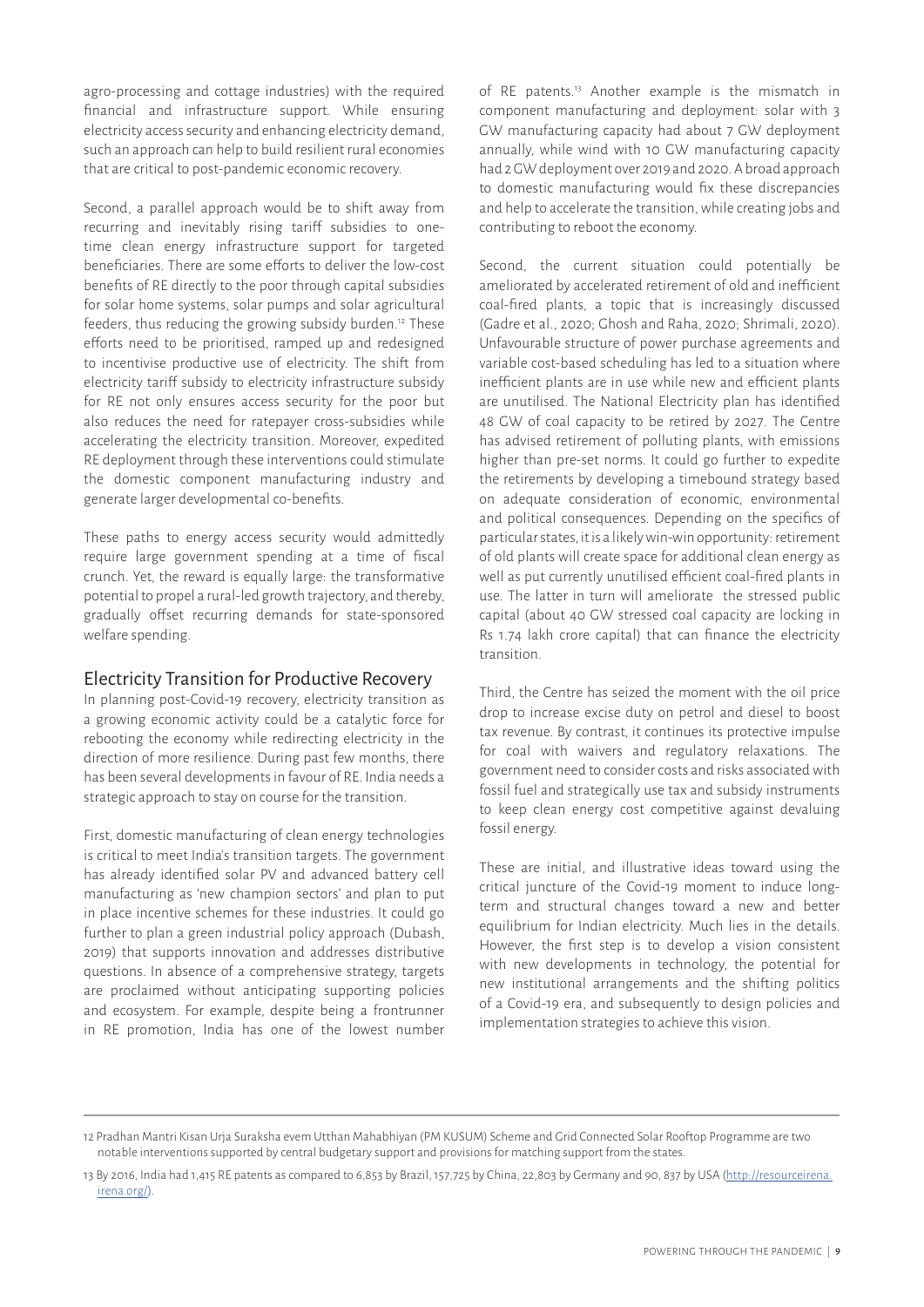agro-processing and cottage industries) with the required financial and infrastructure support. While ensuring electricity access security and enhancing electricity demand, such an approach can help to build resilient rural economies that are critical to post-pandemic economic recovery.

Second, a parallel approach would be to shift away from recurring and inevitably rising tariff subsidies to one-time clean energy infrastructure support for targeted beneficiaries. There are some efforts to deliver the low-cost benefits of RE directly to the poor through capital subsidies for solar home systems, solar pumps and solar agricultural feeders, thus reducing the growing subsidy burden.[12] These efforts need to be prioritised, ramped up and redesigned to incentivise productive use of electricity. The shift from electricity tariff subsidy to electricity infrastructure subsidy for RE not only ensures access security for the poor but also reduces the need for ratepayer cross-subsidies while accelerating the electricity transition. Moreover, expedited RE deployment through these interventions could stimulate the domestic component manufacturing industry and generate larger developmental co-benefits.

These paths to energy access security would admittedly require large government spending at a time of fiscal crunch. Yet, the reward is equally large: the transformative potential to propel a rural-led growth trajectory, and thereby, gradually offset recurring demands for state-sponsored welfare spending.

## Electricity Transition for Productive Recovery

In planning post-Covid-19 recovery, electricity transition as a growing economic activity could be a catalytic force for rebooting the economy while redirecting electricity in the direction of more resilience. During past few months, there has been several developments in favour of RE. India needs a strategic approach to stay on course for the transition.

First, domestic manufacturing of clean energy technologies is critical to meet India's transition targets. The government has already identified solar PV and advanced battery cell manufacturing as 'new champion sectors' and plan to put in place incentive schemes for these industries. It could go further to plan a green industrial policy approach (Dubash, 2019) that supports innovation and addresses distributive questions. In absence of a comprehensive strategy, targets are proclaimed without anticipating supporting policies and ecosystem. For example, despite being a frontrunner in RE promotion, India has one of the lowest number of RE patents.[13] Another example is the mismatch in component manufacturing and deployment: solar with 3 GW manufacturing capacity had about 7 GW deployment annually, while wind with 10 GW manufacturing capacity had 2 GW deployment over 2019 and 2020. A broad approach to domestic manufacturing would fix these discrepancies and help to accelerate the transition, while creating jobs and contributing to reboot the economy.

Second, the current situation could potentially be ameliorated by accelerated retirement of old and inefficient coal-fired plants, a topic that is increasingly discussed (Gadre et al., 2020; Ghosh and Raha, 2020; Shrimali, 2020). Unfavourable structure of power purchase agreements and variable cost-based scheduling has led to a situation where inefficient plants are in use while new and efficient plants are unutilised. The National Electricity plan has identified 48 GW of coal capacity to be retired by 2027. The Centre has advised retirement of polluting plants, with emissions higher than pre-set norms. It could go further to expedite the retirements by developing a timebound strategy based on adequate consideration of economic, environmental and political consequences. Depending on the specifics of particular states, it is a likely win-win opportunity: retirement of old plants will create space for additional clean energy as well as put currently unutilised efficient coal-fired plants in use. The latter in turn will ameliorate the stressed public capital (about 40 GW stressed coal capacity are locking in Rs 1.74 lakh crore capital) that can finance the electricity transition.

Third, the Centre has seized the moment with the oil price drop to increase excise duty on petrol and diesel to boost tax revenue. By contrast, it continues its protective impulse for coal with waivers and regulatory relaxations. The government need to consider costs and risks associated with fossil fuel and strategically use tax and subsidy instruments to keep clean energy cost competitive against devaluing fossil energy.

These are initial, and illustrative ideas toward using the critical juncture of the Covid-19 moment to induce long-term and structural changes toward a new and better equilibrium for Indian electricity. Much lies in the details. However, the first step is to develop a vision consistent with new developments in technology, the potential for new institutional arrangements and the shifting politics of a Covid-19 era, and subsequently to design policies and implementation strategies to achieve this vision.

---

12 Pradhan Mantri Kisan Urja Suraksha evem Utthan Mahabhiyan (PM KUSUM) Scheme and Grid Connected Solar Rooftop Programme are two notable interventions supported by central budgetary support and provisions for matching support from the states.

13 By 2016, India had 1,415 RE patents as compared to 6,853 by Brazil, 157,725 by China, 22,803 by Germany and 90, 837 by USA (http://resourceirena.irena.org/).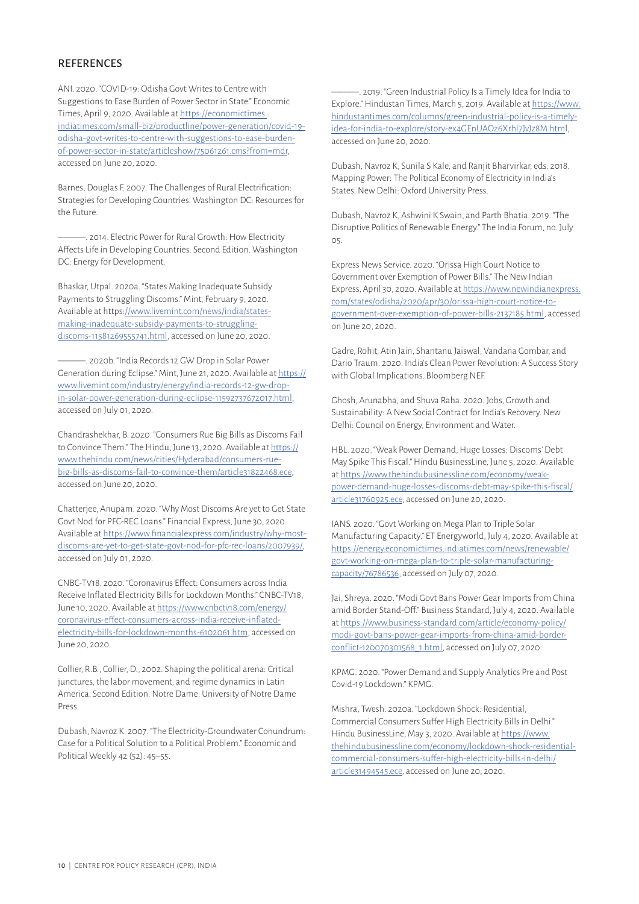## REFERENCES

ANI. 2020. "COVID-19: Odisha Govt Writes to Centre with Suggestions to Ease Burden of Power Sector in State." Economic Times, April 9, 2020. Available at https://economictimes.indiatimes.com/small-biz/productline/power-generation/covid-19-odisha-govt-writes-to-centre-with-suggestions-to-ease-burden-of-power-sector-in-state/articleshow/75061261.cms?from=mdr, accessed on June 20, 2020.

Barnes, Douglas F. 2007. The Challenges of Rural Electrification: Strategies for Developing Countries. Washington DC: Resources for the Future.

———. 2014. Electric Power for Rural Growth: How Electricity Affects Life in Developing Countries. Second Edition. Washington DC: Energy for Development.

Bhaskar, Utpal. 2020a. "States Making Inadequate Subsidy Payments to Struggling Discoms." Mint, February 9, 2020. Available at https://www.livemint.com/news/india/states-making-inadequate-subsidy-payments-to-struggling-discoms-11581269555741.html, accessed on June 20, 2020.

———. 2020b. "India Records 12 GW Drop in Solar Power Generation during Eclipse." Mint, June 21, 2020. Available at https://www.livemint.com/industry/energy/india-records-12-gw-drop-in-solar-power-generation-during-eclipse-11592737672017.html, accessed on July 01, 2020.

Chandrashekhar, B. 2020. "Consumers Rue Big Bills as Discoms Fail to Convince Them." The Hindu, June 13, 2020. Available at https://www.thehindu.com/news/cities/Hyderabad/consumers-rue-big-bills-as-discoms-fail-to-convince-them/article31822468.ece, accessed on June 20, 2020.

Chatterjee, Anupam. 2020. "Why Most Discoms Are yet to Get State Govt Nod for PFC-REC Loans." Financial Express, June 30, 2020. Available at https://www.financialexpress.com/industry/why-most-discoms-are-yet-to-get-state-govt-nod-for-pfc-rec-loans/2007939/, accessed on July 01, 2020.

CNBC-TV18. 2020. "Coronavirus Effect: Consumers across India Receive Inflated Electricity Bills for Lockdown Months." CNBC-TV18, June 10, 2020. Available at https://www.cnbctv18.com/energy/coronavirus-effect-consumers-across-india-receive-inflated-electricity-bills-for-lockdown-months-6102061.htm, accessed on June 20, 2020.

Collier, R.B., Collier, D., 2002. Shaping the political arena: Critical junctures, the labor movement, and regime dynamics in Latin America. Second Edition. Notre Dame: University of Notre Dame Press.

Dubash, Navroz K. 2007. "The Electricity-Groundwater Conundrum: Case for a Political Solution to a Political Problem." Economic and Political Weekly 42 (52): 45–55.

———. 2019. "Green Industrial Policy Is a Timely Idea for India to Explore." Hindustan Times, March 5, 2019. Available at https://www.hindustantimes.com/columns/green-industrial-policy-is-a-timely-idea-for-india-to-explore/story-ex4GEnUAOz6XrhI7JvJz8M.html, accessed on June 20, 2020.

Dubash, Navroz K, Sunila S Kale, and Ranjit Bharvirkar, eds. 2018. Mapping Power: The Political Economy of Electricity in India's States. New Delhi: Oxford University Press.

Dubash, Navroz K, Ashwini K Swain, and Parth Bhatia. 2019. "The Disruptive Politics of Renewable Energy." The India Forum, no. July 05.

Express News Service. 2020. "Orissa High Court Notice to Government over Exemption of Power Bills." The New Indian Express, April 30, 2020. Available at https://www.newindianexpress.com/states/odisha/2020/apr/30/orissa-high-court-notice-to-government-over-exemption-of-power-bills-2137185.html, accessed on June 20, 2020.

Gadre, Rohit, Atin Jain, Shantanu Jaiswal, Vandana Gombar, and Dario Traum. 2020. India's Clean Power Revolution: A Success Story with Global Implications. Bloomberg NEF.

Ghosh, Arunabha, and Shuva Raha. 2020. Jobs, Growth and Sustainability: A New Social Contract for India's Recovery. New Delhi: Council on Energy, Environment and Water.

HBL. 2020. "Weak Power Demand, Huge Losses: Discoms' Debt May Spike This Fiscal." Hindu BusinessLine, June 5, 2020. Available at https://www.thehindubusinessline.com/economy/weak-power-demand-huge-losses-discoms-debt-may-spike-this-fiscal/article31760925.ece, accessed on June 20, 2020.

IANS. 2020. "Govt Working on Mega Plan to Triple Solar Manufacturing Capacity." ET Energyworld, July 4, 2020. Available at https://energy.economictimes.indiatimes.com/news/renewable/govt-working-on-mega-plan-to-triple-solar-manufacturing-capacity/76786536, accessed on July 07, 2020.

Jai, Shreya. 2020. "Modi Govt Bans Power Gear Imports from China amid Border Stand-Off." Business Standard, July 4, 2020. Available at https://www.business-standard.com/article/economy-policy/modi-govt-bans-power-gear-imports-from-china-amid-border-conflict-120070301568_1.html, accessed on July 07, 2020.

KPMG. 2020. "Power Demand and Supply Analytics Pre and Post Covid-19 Lockdown." KPMG.

Mishra, Twesh. 2020a. "Lockdown Shock: Residential, Commercial Consumers Suffer High Electricity Bills in Delhi." Hindu BusinessLine, May 3, 2020. Available at https://www.thehindubusinessline.com/economy/lockdown-shock-residential-commercial-consumers-suffer-high-electricity-bills-in-delhi/article31494545.ece, accessed on June 20, 2020.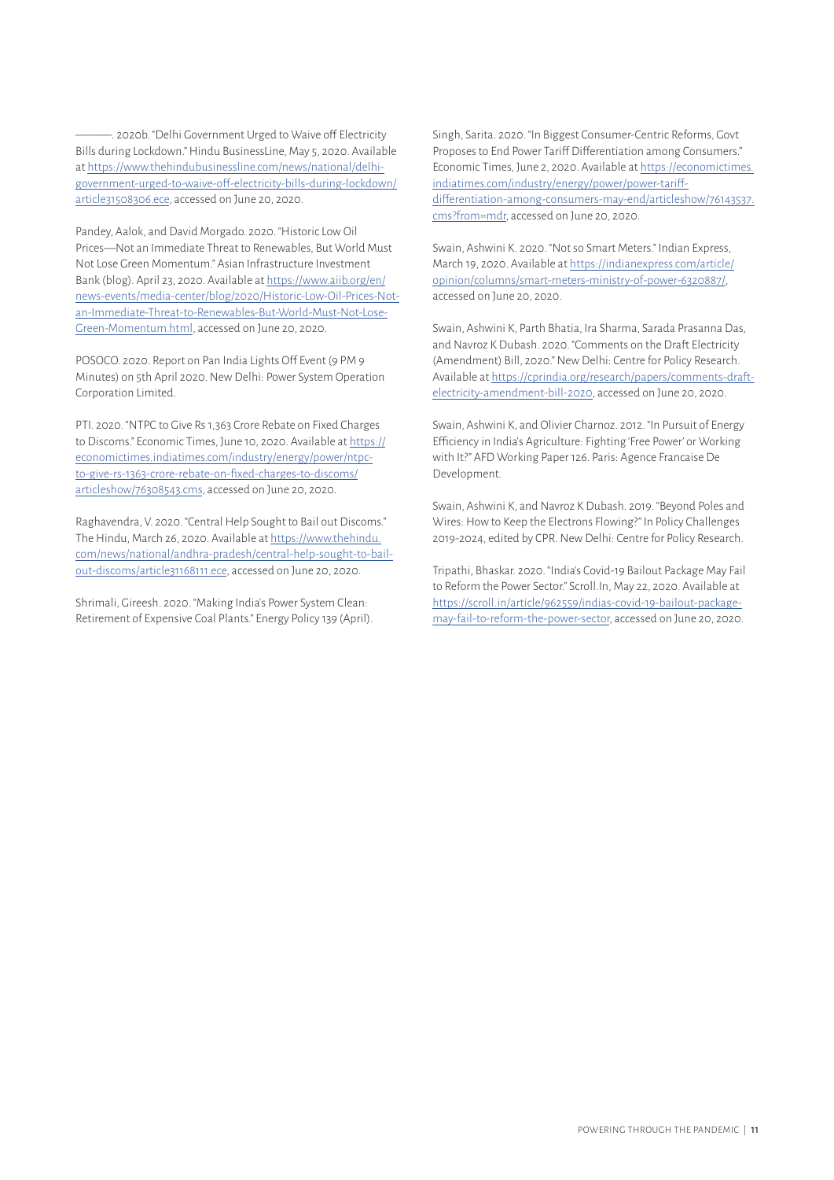———. 2020b. "Delhi Government Urged to Waive off Electricity Bills during Lockdown." Hindu BusinessLine, May 5, 2020. Available at https://www.thehindubusinessline.com/news/national/delhi-government-urged-to-waive-off-electricity-bills-during-lockdown/article31508306.ece, accessed on June 20, 2020.

Pandey, Aalok, and David Morgado. 2020. "Historic Low Oil Prices—Not an Immediate Threat to Renewables, But World Must Not Lose Green Momentum." Asian Infrastructure Investment Bank (blog). April 23, 2020. Available at https://www.aiib.org/en/news-events/media-center/blog/2020/Historic-Low-Oil-Prices-Not-an-Immediate-Threat-to-Renewables-But-World-Must-Not-Lose-Green-Momentum.html, accessed on June 20, 2020.

POSOCO. 2020. Report on Pan India Lights Off Event (9 PM 9 Minutes) on 5th April 2020. New Delhi: Power System Operation Corporation Limited.

PTI. 2020. "NTPC to Give Rs 1,363 Crore Rebate on Fixed Charges to Discoms." Economic Times, June 10, 2020. Available at https://economictimes.indiatimes.com/industry/energy/power/ntpc-to-give-rs-1363-crore-rebate-on-fixed-charges-to-discoms/articleshow/76308543.cms, accessed on June 20, 2020.

Raghavendra, V. 2020. "Central Help Sought to Bail out Discoms." The Hindu, March 26, 2020. Available at https://www.thehindu.com/news/national/andhra-pradesh/central-help-sought-to-bail-out-discoms/article31168111.ece, accessed on June 20, 2020.

Shrimali, Gireesh. 2020. "Making India's Power System Clean: Retirement of Expensive Coal Plants." Energy Policy 139 (April).

Singh, Sarita. 2020. "In Biggest Consumer-Centric Reforms, Govt Proposes to End Power Tariff Differentiation among Consumers." Economic Times, June 2, 2020. Available at https://economictimes.indiatimes.com/industry/energy/power/power-tariff-differentiation-among-consumers-may-end/articleshow/76143537.cms?from=mdr, accessed on June 20, 2020.

Swain, Ashwini K. 2020. "Not so Smart Meters." Indian Express, March 19, 2020. Available at https://indianexpress.com/article/opinion/columns/smart-meters-ministry-of-power-6320887/, accessed on June 20, 2020.

Swain, Ashwini K, Parth Bhatia, Ira Sharma, Sarada Prasanna Das, and Navroz K Dubash. 2020. "Comments on the Draft Electricity (Amendment) Bill, 2020." New Delhi: Centre for Policy Research. Available at https://cprindia.org/research/papers/comments-draft-electricity-amendment-bill-2020, accessed on June 20, 2020.

Swain, Ashwini K, and Olivier Charnoz. 2012. "In Pursuit of Energy Efficiency in India's Agriculture: Fighting 'Free Power' or Working with It?" AFD Working Paper 126. Paris: Agence Francaise De Development.

Swain, Ashwini K, and Navroz K Dubash. 2019. "Beyond Poles and Wires: How to Keep the Electrons Flowing?" In Policy Challenges 2019-2024, edited by CPR. New Delhi: Centre for Policy Research.

Tripathi, Bhaskar. 2020. "India's Covid-19 Bailout Package May Fail to Reform the Power Sector." Scroll.In, May 22, 2020. Available at https://scroll.in/article/962559/indias-covid-19-bailout-package-may-fail-to-reform-the-power-sector, accessed on June 20, 2020.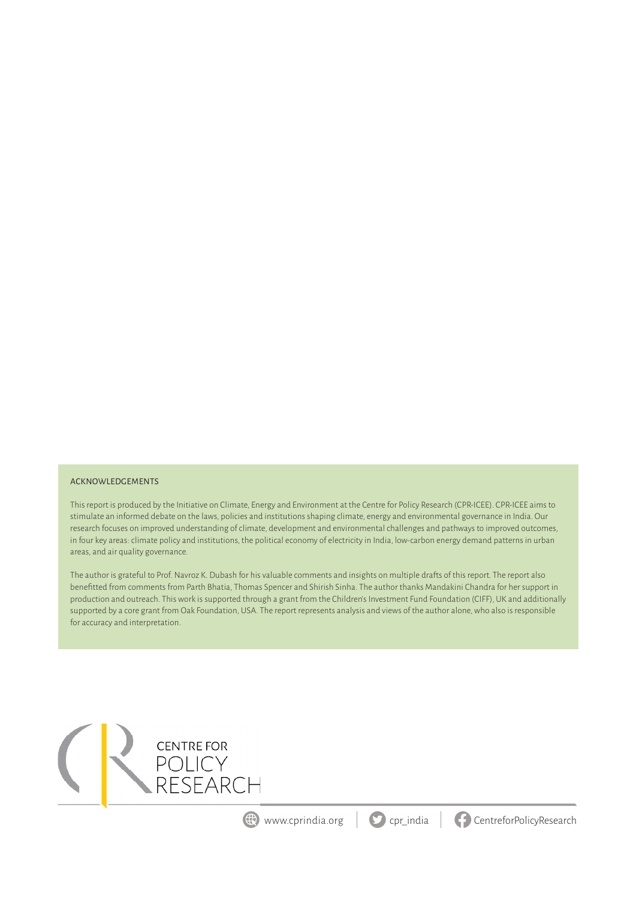ACKNOWLEDGEMENTS

This report is produced by the Initiative on Climate, Energy and Environment at the Centre for Policy Research (CPR-ICEE). CPR-ICEE aims to stimulate an informed debate on the laws, policies and institutions shaping climate, energy and environmental governance in India. Our research focuses on improved understanding of climate, development and environmental challenges and pathways to improved outcomes, in four key areas: climate policy and institutions, the political economy of electricity in India, low-carbon energy demand patterns in urban areas, and air quality governance.

The author is grateful to Prof. Navroz K. Dubash for his valuable comments and insights on multiple drafts of this report. The report also benefitted from comments from Parth Bhatia, Thomas Spencer and Shirish Sinha. The author thanks Mandakini Chandra for her support in production and outreach. This work is supported through a grant from the Children's Investment Fund Foundation (CIFF), UK and additionally supported by a core grant from Oak Foundation, USA. The report represents analysis and views of the author alone, who also is responsible for accuracy and interpretation.

CENTRE FOR POLICY RESEARCH

www.cprindia.org | cpr_india | CentreforPolicyResearch